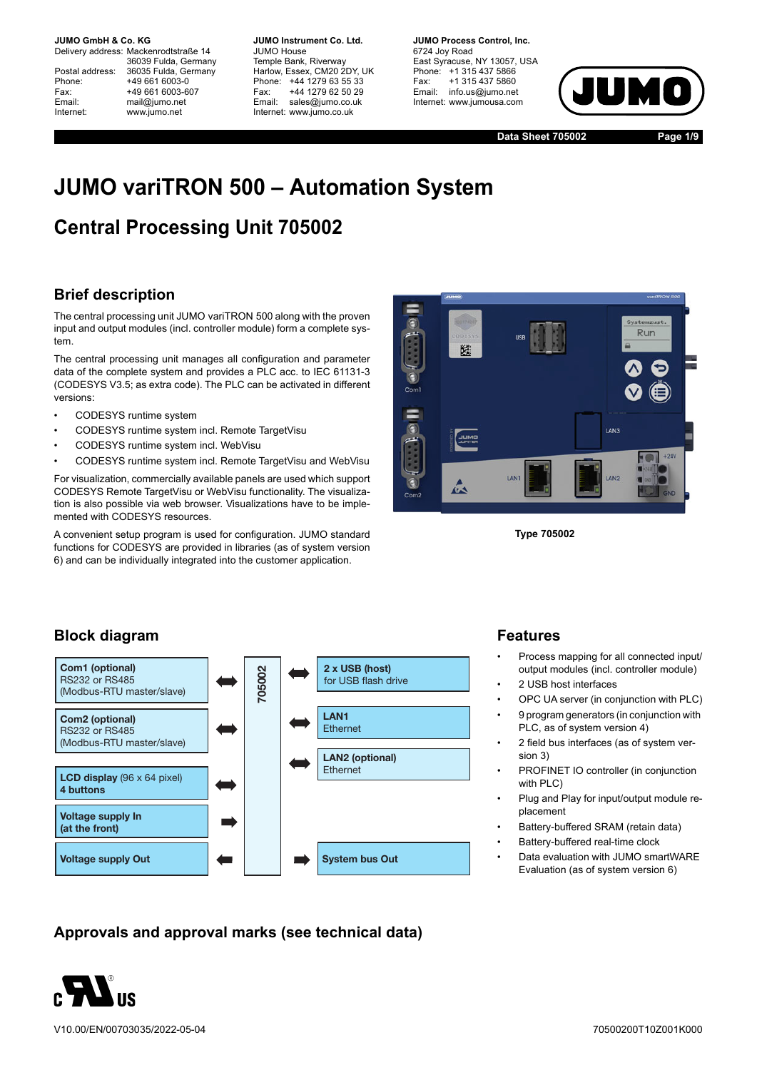**JUMO GmbH & Co. KG**
Delivery address: Mackenrodtstraße 14
36039 Fulda, Germany
Postal address: 36035 Fulda, Germany
Phone: +49 661 6003-0
Fax: +49 661 6003-607
Email: mail@jumo.net
Internet: www.jumo.net

**JUMO Instrument Co. Ltd.**
JUMO House
Temple Bank, Riverway
Harlow, Essex, CM20 2DY, UK
Phone: +44 1279 63 55 33
Fax: +44 1279 62 50 29
Email: sales@jumo.co.uk
Internet: www.jumo.co.uk

**JUMO Process Control, Inc.**
6724 Joy Road
East Syracuse, NY 13057, USA
Phone: +1 315 437 5866
Fax: +1 315 437 5860
Email: info.us@jumo.net
Internet: www.jumousa.com

**Data Sheet 705002**

# JUMO variTRON 500 – Automation System

## Central Processing Unit 705002

### Brief description

The central processing unit JUMO variTRON 500 along with the proven input and output modules (incl. controller module) form a complete system.

The central processing unit manages all configuration and parameter data of the complete system and provides a PLC acc. to IEC 61131-3 (CODESYS V3.5; as extra code). The PLC can be activated in different versions:

- CODESYS runtime system
- CODESYS runtime system incl. Remote TargetVisu
- CODESYS runtime system incl. WebVisu
- CODESYS runtime system incl. Remote TargetVisu and WebVisu

For visualization, commercially available panels are used which support CODESYS Remote TargetVisu or WebVisu functionality. The visualization is also possible via web browser. Visualizations have to be implemented with CODESYS resources.

A convenient setup program is used for configuration. JUMO standard functions for CODESYS are provided in libraries (as of system version 6) and can be individually integrated into the customer application.

Type 705002

### Block diagram

| Left side | | 705002 | | Right side |
|---|---|---|---|---|
| **Com1 (optional)** RS232 or RS485 (Modbus-RTU master/slave) | ⇔ | | ⇔ | **2 x USB (host)** for USB flash drive |
| **Com2 (optional)** RS232 or RS485 (Modbus-RTU master/slave) | ⇔ | | ⇔ | **LAN1** Ethernet |
| **LCD display** (96 x 64 pixel) **4 buttons** | ⇔ | | ⇔ | **LAN2 (optional)** Ethernet |
| **Voltage supply In (at the front)** | ⇒ | | | |
| **Voltage supply Out** | ⇐ | | ⇒ | **System bus Out** |

### Features

- Process mapping for all connected input/output modules (incl. controller module)
- 2 USB host interfaces
- OPC UA server (in conjunction with PLC)
- 9 program generators (in conjunction with PLC, as of system version 4)
- 2 field bus interfaces (as of system version 3)
- PROFINET IO controller (in conjunction with PLC)
- Plug and Play for input/output module replacement
- Battery-buffered SRAM (retain data)
- Battery-buffered real-time clock
- Data evaluation with JUMO smartWARE Evaluation (as of system version 6)

### Approvals and approval marks (see technical data)

c UL us

V10.00/EN/00703035/2022-05-04 70500200T10Z001K000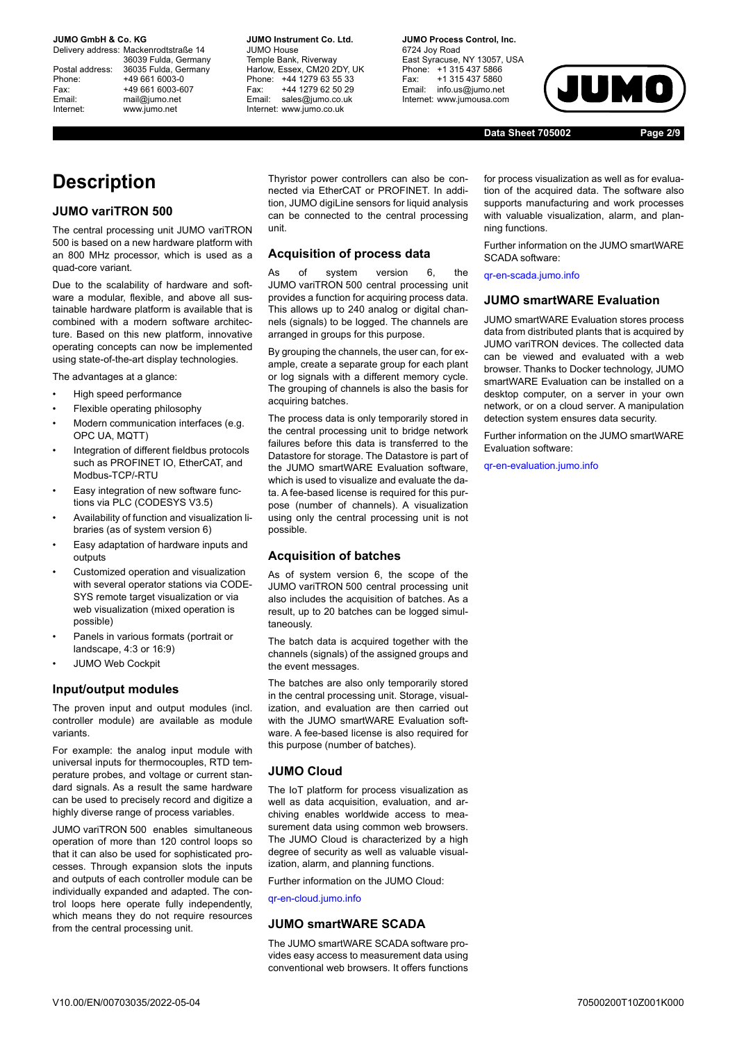# Description

## JUMO variTRON 500

The central processing unit JUMO variTRON 500 is based on a new hardware platform with an 800 MHz processor, which is used as a quad-core variant.

Due to the scalability of hardware and software a modular, flexible, and above all sustainable hardware platform is available that is combined with a modern software architecture. Based on this new platform, innovative operating concepts can now be implemented using state-of-the-art display technologies.

The advantages at a glance:

- High speed performance
- Flexible operating philosophy
- Modern communication interfaces (e.g. OPC UA, MQTT)
- Integration of different fieldbus protocols such as PROFINET IO, EtherCAT, and Modbus-TCP/-RTU
- Easy integration of new software functions via PLC (CODESYS V3.5)
- Availability of function and visualization libraries (as of system version 6)
- Easy adaptation of hardware inputs and outputs
- Customized operation and visualization with several operator stations via CODESYS remote target visualization or via web visualization (mixed operation is possible)
- Panels in various formats (portrait or landscape, 4:3 or 16:9)
- JUMO Web Cockpit

## Input/output modules

The proven input and output modules (incl. controller module) are available as module variants.

For example: the analog input module with universal inputs for thermocouples, RTD temperature probes, and voltage or current standard signals. As a result the same hardware can be used to precisely record and digitize a highly diverse range of process variables.

JUMO variTRON 500 enables simultaneous operation of more than 120 control loops so that it can also be used for sophisticated processes. Through expansion slots the inputs and outputs of each controller module can be individually expanded and adapted. The control loops here operate fully independently, which means they do not require resources from the central processing unit.

Thyristor power controllers can also be connected via EtherCAT or PROFINET. In addition, JUMO digiLine sensors for liquid analysis can be connected to the central processing unit.

## Acquisition of process data

As of system version 6, the JUMO variTRON 500 central processing unit provides a function for acquiring process data. This allows up to 240 analog or digital channels (signals) to be logged. The channels are arranged in groups for this purpose.

By grouping the channels, the user can, for example, create a separate group for each plant or log signals with a different memory cycle. The grouping of channels is also the basis for acquiring batches.

The process data is only temporarily stored in the central processing unit to bridge network failures before this data is transferred to the Datastore for storage. The Datastore is part of the JUMO smartWARE Evaluation software, which is used to visualize and evaluate the data. A fee-based license is required for this purpose (number of channels). A visualization using only the central processing unit is not possible.

## Acquisition of batches

As of system version 6, the scope of the JUMO variTRON 500 central processing unit also includes the acquisition of batches. As a result, up to 20 batches can be logged simultaneously.

The batch data is acquired together with the channels (signals) of the assigned groups and the event messages.

The batches are also only temporarily stored in the central processing unit. Storage, visualization, and evaluation are then carried out with the JUMO smartWARE Evaluation software. A fee-based license is also required for this purpose (number of batches).

## JUMO Cloud

The IoT platform for process visualization as well as data acquisition, evaluation, and archiving enables worldwide access to measurement data using common web browsers. The JUMO Cloud is characterized by a high degree of security as well as valuable visualization, alarm, and planning functions.

Further information on the JUMO Cloud:

qr-en-cloud.jumo.info

## JUMO smartWARE SCADA

The JUMO smartWARE SCADA software provides easy access to measurement data using conventional web browsers. It offers functions for process visualization as well as for evaluation of the acquired data. The software also supports manufacturing and work processes with valuable visualization, alarm, and planning functions.

Further information on the JUMO smartWARE SCADA software:

qr-en-scada.jumo.info

## JUMO smartWARE Evaluation

JUMO smartWARE Evaluation stores process data from distributed plants that is acquired by JUMO variTRON devices. The collected data can be viewed and evaluated with a web browser. Thanks to Docker technology, JUMO smartWARE Evaluation can be installed on a desktop computer, on a server in your own network, or on a cloud server. A manipulation detection system ensures data security.

Further information on the JUMO smartWARE Evaluation software:

qr-en-evaluation.jumo.info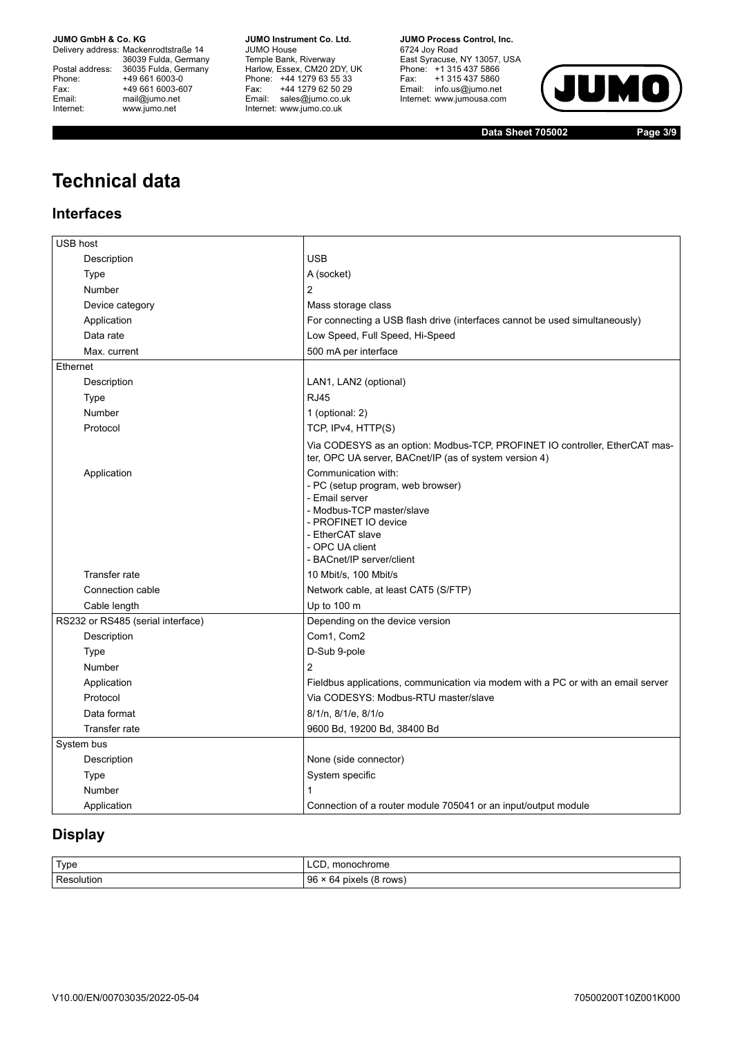# Technical data

## Interfaces

| USB host | |
|---|---|
| Description | USB |
| Type | A (socket) |
| Number | 2 |
| Device category | Mass storage class |
| Application | For connecting a USB flash drive (interfaces cannot be used simultaneously) |
| Data rate | Low Speed, Full Speed, Hi-Speed |
| Max. current | 500 mA per interface |
| **Ethernet** | |
| Description | LAN1, LAN2 (optional) |
| Type | RJ45 |
| Number | 1 (optional: 2) |
| Protocol | TCP, IPv4, HTTP(S) |
| | Via CODESYS as an option: Modbus-TCP, PROFINET IO controller, EtherCAT master, OPC UA server, BACnet/IP (as of system version 4) |
| Application | Communication with:<br>- PC (setup program, web browser)<br>- Email server<br>- Modbus-TCP master/slave<br>- PROFINET IO device<br>- EtherCAT slave<br>- OPC UA client<br>- BACnet/IP server/client |
| Transfer rate | 10 Mbit/s, 100 Mbit/s |
| Connection cable | Network cable, at least CAT5 (S/FTP) |
| Cable length | Up to 100 m |
| **RS232 or RS485 (serial interface)** | Depending on the device version |
| Description | Com1, Com2 |
| Type | D-Sub 9-pole |
| Number | 2 |
| Application | Fieldbus applications, communication via modem with a PC or with an email server |
| Protocol | Via CODESYS: Modbus-RTU master/slave |
| Data format | 8/1/n, 8/1/e, 8/1/o |
| Transfer rate | 9600 Bd, 19200 Bd, 38400 Bd |
| **System bus** | |
| Description | None (side connector) |
| Type | System specific |
| Number | 1 |
| Application | Connection of a router module 705041 or an input/output module |

## Display

| Type | LCD, monochrome |
|---|---|
| Resolution | 96 × 64 pixels (8 rows) |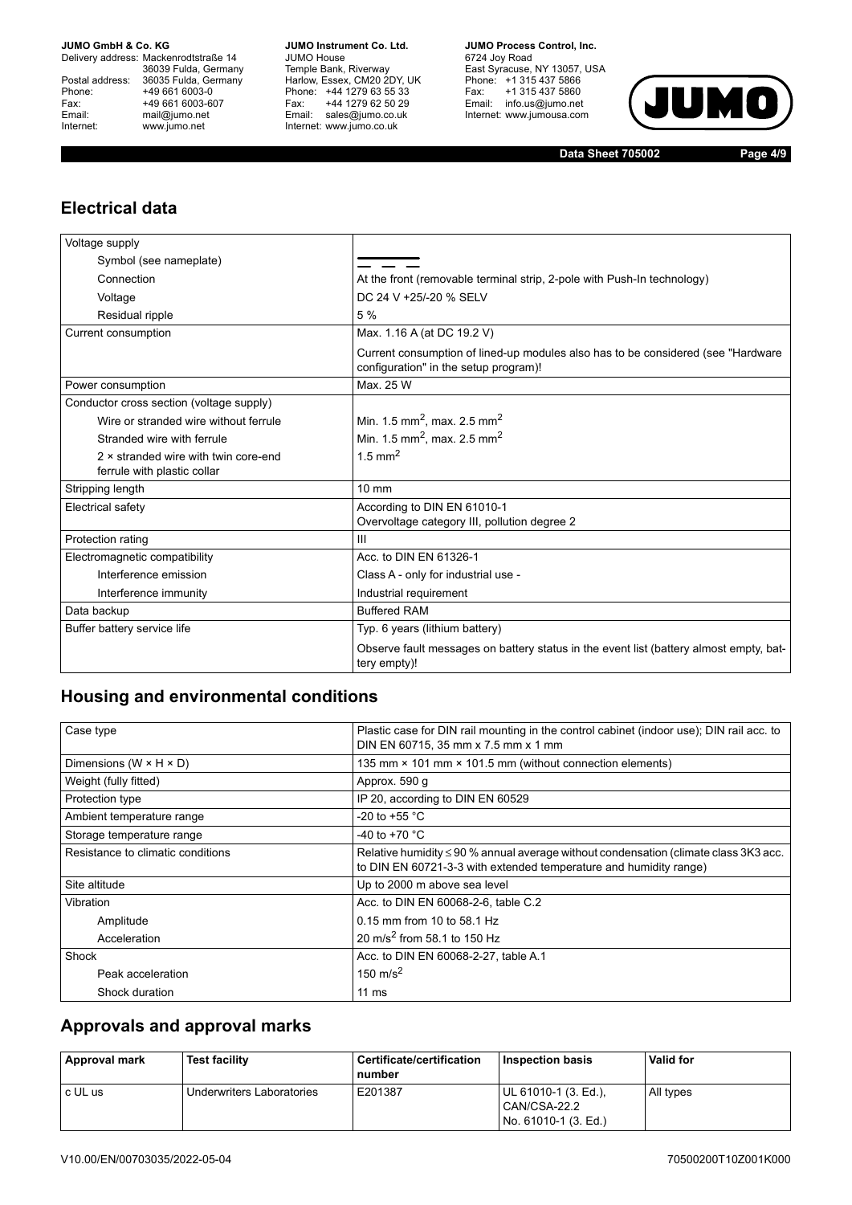## Electrical data

| Voltage supply | |
|---|---|
| Symbol (see nameplate) | ⎓ |
| Connection | At the front (removable terminal strip, 2-pole with Push-In technology) |
| Voltage | DC 24 V +25/-20 % SELV |
| Residual ripple | 5 % |
| Current consumption | Max. 1.16 A (at DC 19.2 V) |
| | Current consumption of lined-up modules also has to be considered (see "Hardware configuration" in the setup program)! |
| Power consumption | Max. 25 W |
| Conductor cross section (voltage supply) | |
| Wire or stranded wire without ferrule | Min. 1.5 mm$^2$, max. 2.5 mm$^2$ |
| Stranded wire with ferrule | Min. 1.5 mm$^2$, max. 2.5 mm$^2$ |
| 2 × stranded wire with twin core-end ferrule with plastic collar | 1.5 mm$^2$ |
| Stripping length | 10 mm |
| Electrical safety | According to DIN EN 61010-1<br>Overvoltage category III, pollution degree 2 |
| Protection rating | III |
| Electromagnetic compatibility | Acc. to DIN EN 61326-1 |
| Interference emission | Class A - only for industrial use - |
| Interference immunity | Industrial requirement |
| Data backup | Buffered RAM |
| Buffer battery service life | Typ. 6 years (lithium battery) |
| | Observe fault messages on battery status in the event list (battery almost empty, battery empty)! |

## Housing and environmental conditions

| Case type | Plastic case for DIN rail mounting in the control cabinet (indoor use); DIN rail acc. to DIN EN 60715, 35 mm x 7.5 mm x 1 mm |
|---|---|
| Dimensions (W × H × D) | 135 mm × 101 mm × 101.5 mm (without connection elements) |
| Weight (fully fitted) | Approx. 590 g |
| Protection type | IP 20, according to DIN EN 60529 |
| Ambient temperature range | -20 to +55 °C |
| Storage temperature range | -40 to +70 °C |
| Resistance to climatic conditions | Relative humidity ≤ 90 % annual average without condensation (climate class 3K3 acc. to DIN EN 60721-3-3 with extended temperature and humidity range) |
| Site altitude | Up to 2000 m above sea level |
| Vibration | Acc. to DIN EN 60068-2-6, table C.2 |
| Amplitude | 0.15 mm from 10 to 58.1 Hz |
| Acceleration | 20 m/s$^2$ from 58.1 to 150 Hz |
| Shock | Acc. to DIN EN 60068-2-27, table A.1 |
| Peak acceleration | 150 m/s$^2$ |
| Shock duration | 11 ms |

## Approvals and approval marks

| Approval mark | Test facility | Certificate/certification number | Inspection basis | Valid for |
|---|---|---|---|---|
| c UL us | Underwriters Laboratories | E201387 | UL 61010-1 (3. Ed.), CAN/CSA-22.2 No. 61010-1 (3. Ed.) | All types |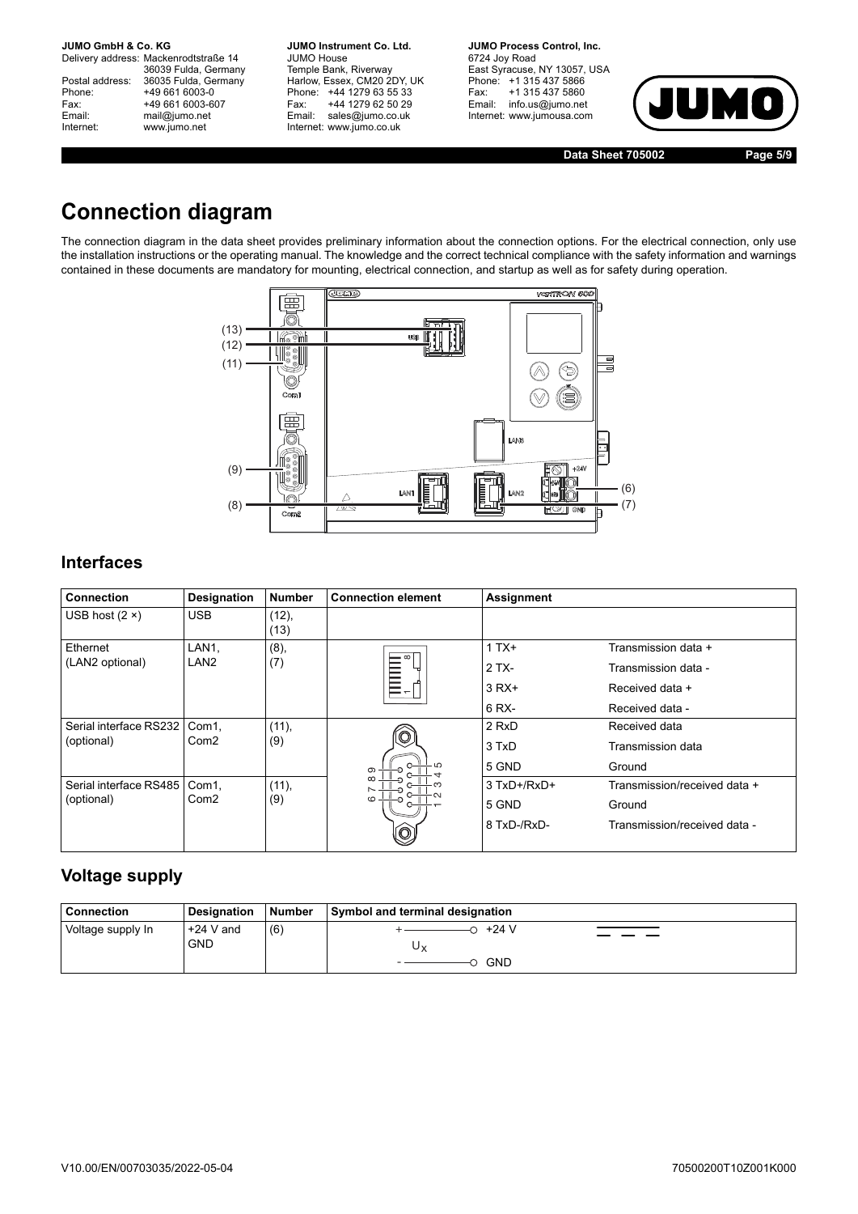# Connection diagram

The connection diagram in the data sheet provides preliminary information about the connection options. For the electrical connection, only use the installation instructions or the operating manual. The knowledge and the correct technical compliance with the safety information and warnings contained in these documents are mandatory for mounting, electrical connection, and startup as well as for safety during operation.

## Interfaces

| Connection | Designation | Number | Connection element | Assignment | |
|---|---|---|---|---|---|
| USB host (2 ×) | USB | (12), (13) | | | |
| Ethernet (LAN2 optional) | LAN1, LAN2 | (8), (7) | | 1 TX+ | Transmission data + |
| | | | | 2 TX- | Transmission data - |
| | | | | 3 RX+ | Received data + |
| | | | | 6 RX- | Received data - |
| Serial interface RS232 (optional) | Com1, Com2 | (11), (9) | | 2 RxD | Received data |
| | | | | 3 TxD | Transmission data |
| | | | | 5 GND | Ground |
| Serial interface RS485 (optional) | Com1, Com2 | (11), (9) | | 3 TxD+/RxD+ | Transmission/received data + |
| | | | | 5 GND | Ground |
| | | | | 8 TxD-/RxD- | Transmission/received data - |

## Voltage supply

| Connection | Designation | Number | Symbol and terminal designation |
|---|---|---|---|
| Voltage supply In | +24 V and GND | (6) | + +24 V, $U_X$, - GND |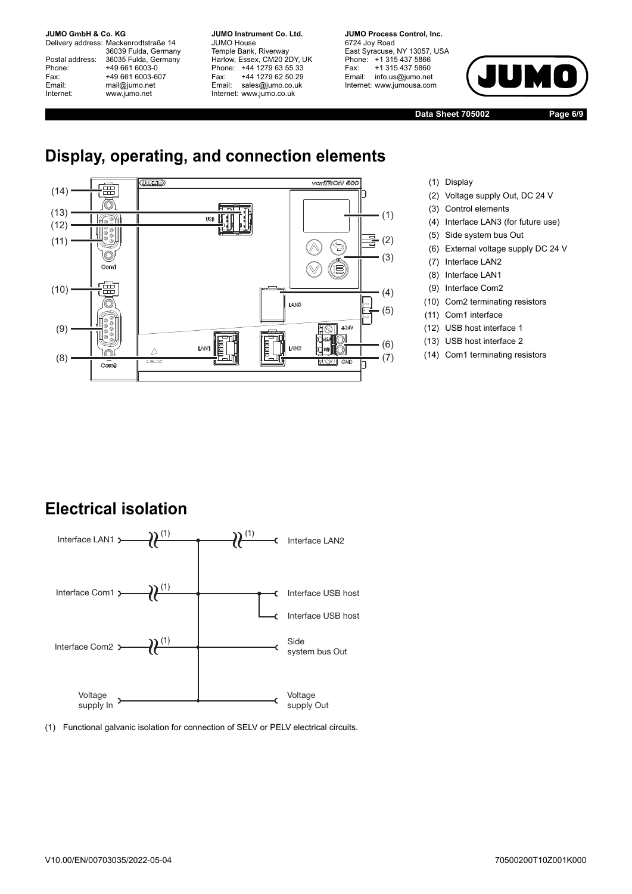## Display, operating, and connection elements

(1) Display
(2) Voltage supply Out, DC 24 V
(3) Control elements
(4) Interface LAN3 (for future use)
(5) Side system bus Out
(6) External voltage supply DC 24 V
(7) Interface LAN2
(8) Interface LAN1
(9) Interface Com2
(10) Com2 terminating resistors
(11) Com1 interface
(12) USB host interface 1
(13) USB host interface 2
(14) Com1 terminating resistors

## Electrical isolation

(1) Functional galvanic isolation for connection of SELV or PELV electrical circuits.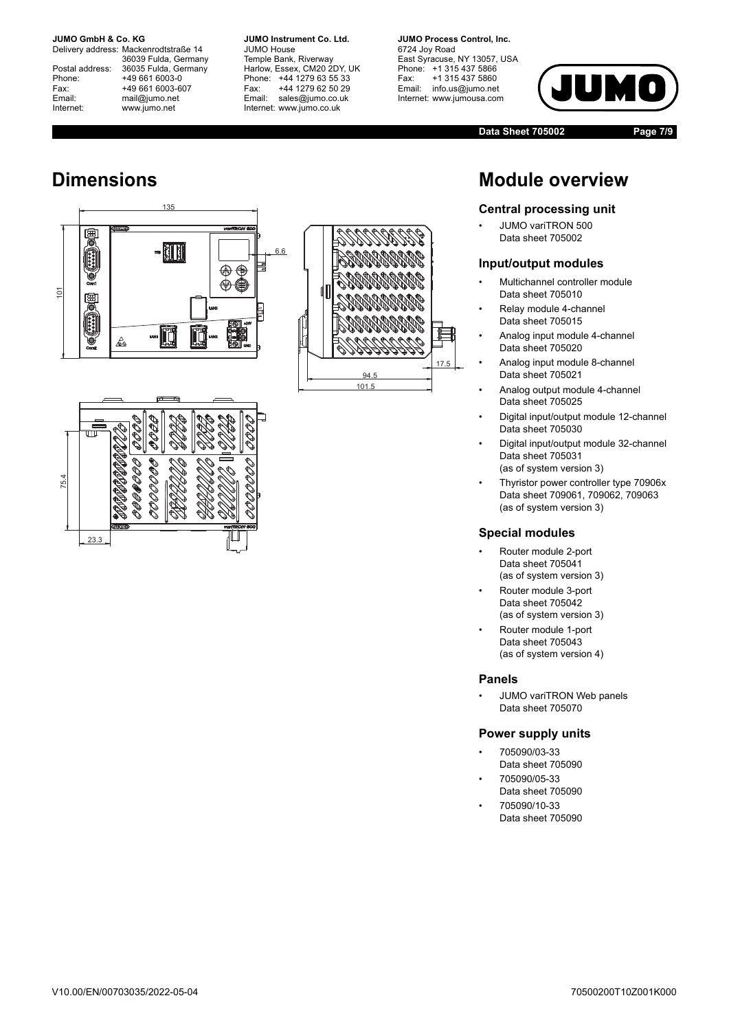# Dimensions

# Module overview

### Central processing unit

- JUMO variTRON 500
  Data sheet 705002

### Input/output modules

- Multichannel controller module
  Data sheet 705010
- Relay module 4-channel
  Data sheet 705015
- Analog input module 4-channel
  Data sheet 705020
- Analog input module 8-channel
  Data sheet 705021
- Analog output module 4-channel
  Data sheet 705025
- Digital input/output module 12-channel
  Data sheet 705030
- Digital input/output module 32-channel
  Data sheet 705031
  (as of system version 3)
- Thyristor power controller type 70906x
  Data sheet 709061, 709062, 709063
  (as of system version 3)

### Special modules

- Router module 2-port
  Data sheet 705041
  (as of system version 3)
- Router module 3-port
  Data sheet 705042
  (as of system version 3)
- Router module 1-port
  Data sheet 705043
  (as of system version 4)

### Panels

- JUMO variTRON Web panels
  Data sheet 705070

### Power supply units

- 705090/03-33
  Data sheet 705090
- 705090/05-33
  Data sheet 705090
- 705090/10-33
  Data sheet 705090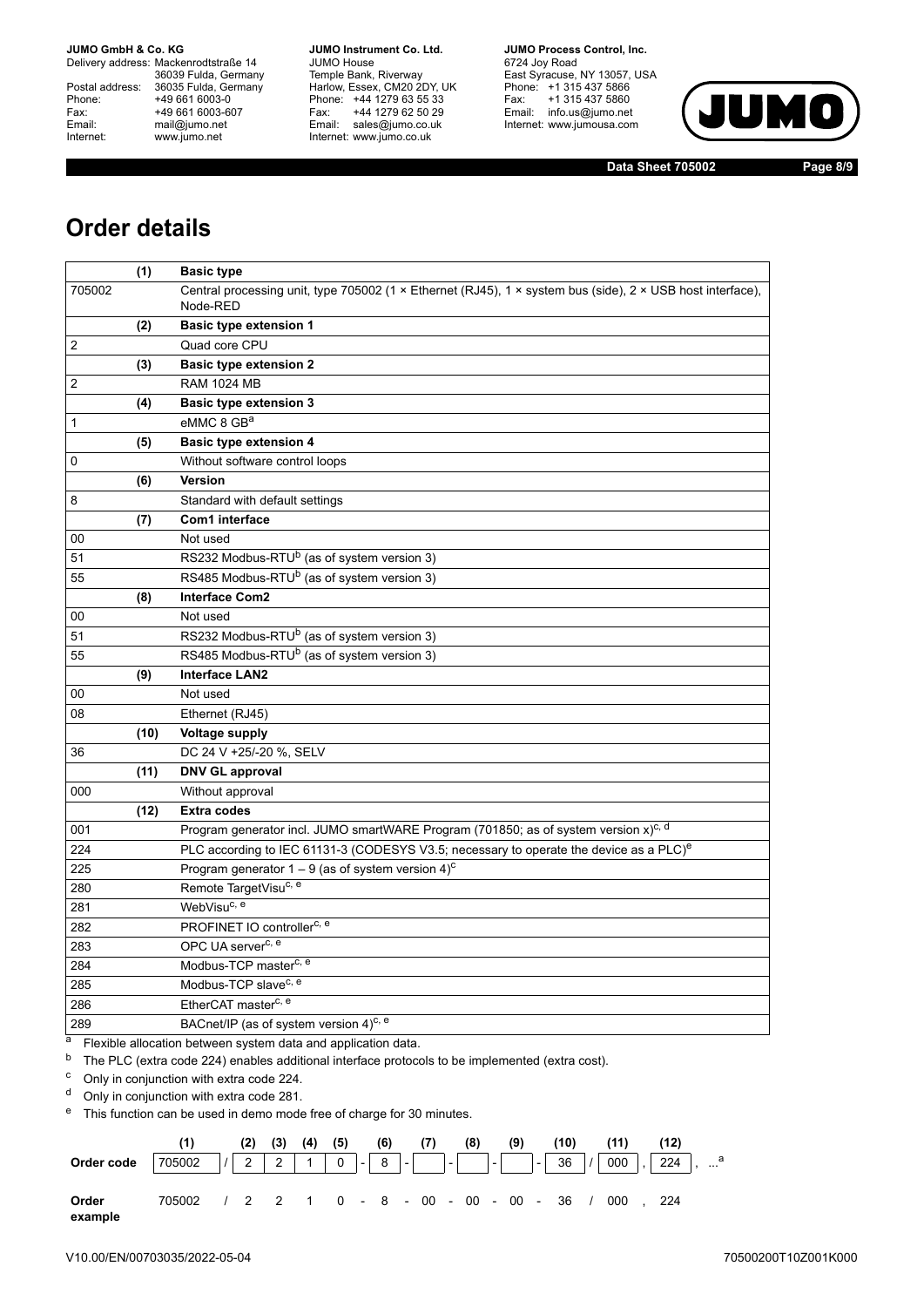## Order details

| | | |
|---|---|---|
| | **(1)** | **Basic type** |
| 705002 | | Central processing unit, type 705002 (1 × Ethernet (RJ45), 1 × system bus (side), 2 × USB host interface), Node-RED |
| | **(2)** | **Basic type extension 1** |
| 2 | | Quad core CPU |
| | **(3)** | **Basic type extension 2** |
| 2 | | RAM 1024 MB |
| | **(4)** | **Basic type extension 3** |
| 1 | | eMMC 8 GB[a] |
| | **(5)** | **Basic type extension 4** |
| 0 | | Without software control loops |
| | **(6)** | **Version** |
| 8 | | Standard with default settings |
| | **(7)** | **Com1 interface** |
| 00 | | Not used |
| 51 | | RS232 Modbus-RTU[b] (as of system version 3) |
| 55 | | RS485 Modbus-RTU[b] (as of system version 3) |
| | **(8)** | **Interface Com2** |
| 00 | | Not used |
| 51 | | RS232 Modbus-RTU[b] (as of system version 3) |
| 55 | | RS485 Modbus-RTU[b] (as of system version 3) |
| | **(9)** | **Interface LAN2** |
| 00 | | Not used |
| 08 | | Ethernet (RJ45) |
| | **(10)** | **Voltage supply** |
| 36 | | DC 24 V +25/-20 %, SELV |
| | **(11)** | **DNV GL approval** |
| 000 | | Without approval |
| | **(12)** | **Extra codes** |
| 001 | | Program generator incl. JUMO smartWARE Program (701850; as of system version x)[c, d] |
| 224 | | PLC according to IEC 61131-3 (CODESYS V3.5; necessary to operate the device as a PLC)[e] |
| 225 | | Program generator 1 – 9 (as of system version 4)[c] |
| 280 | | Remote TargetVisu[c, e] |
| 281 | | WebVisu[c, e] |
| 282 | | PROFINET IO controller[c, e] |
| 283 | | OPC UA server[c, e] |
| 284 | | Modbus-TCP master[c, e] |
| 285 | | Modbus-TCP slave[c, e] |
| 286 | | EtherCAT master[c, e] |
| 289 | | BACnet/IP (as of system version 4)[c, e] |

[a] Flexible allocation between system data and application data.

[b] The PLC (extra code 224) enables additional interface protocols to be implemented (extra cost).

[c] Only in conjunction with extra code 224.

[d] Only in conjunction with extra code 281.

[e] This function can be used in demo mode free of charge for 30 minutes.

| | (1) | | (2) | (3) | (4) | (5) | | (6) | | (7) | | (8) | | (9) | | (10) | | (11) | | (12) | |
|---|---|---|---|---|---|---|---|---|---|---|---|---|---|---|---|---|---|---|---|---|---|
| **Order code** | 705002 | / | 2 | 2 | 1 | 0 | - | 8 | - | | - | | - | | - | 36 | / | 000 | , | 224 | , ...[a] |
| **Order example** | 705002 | / | 2 | 2 | 1 | 0 | - | 8 | - | 00 | - | 00 | - | 00 | - | 36 | / | 000 | , | 224 | |

V10.00/EN/00703035/2022-05-04 70500200T10Z001K000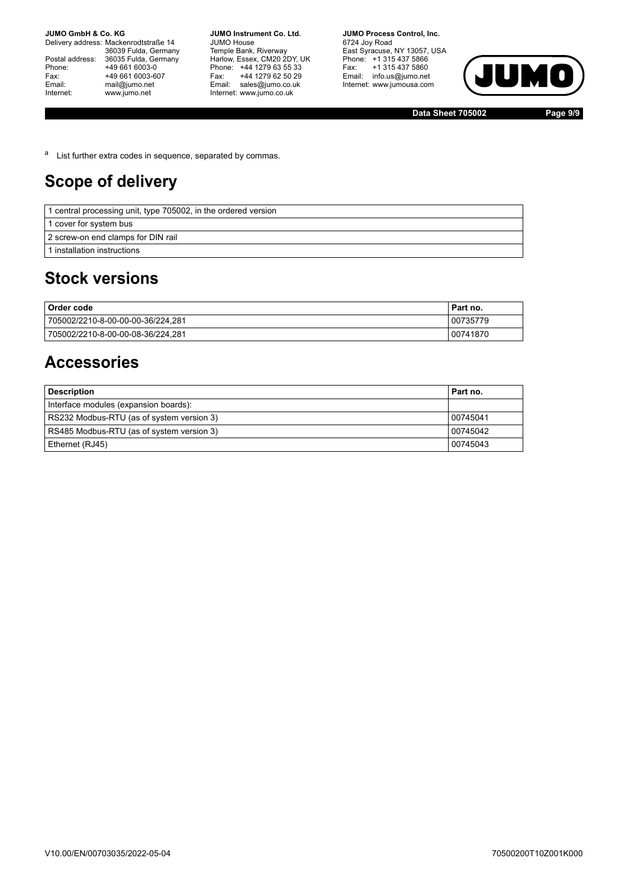[a] List further extra codes in sequence, separated by commas.

## Scope of delivery

| |
|---|
| 1 central processing unit, type 705002, in the ordered version |
| 1 cover for system bus |
| 2 screw-on end clamps for DIN rail |
| 1 installation instructions |

## Stock versions

| Order code | Part no. |
|---|---|
| 705002/2210-8-00-00-00-36/224,281 | 00735779 |
| 705002/2210-8-00-00-08-36/224,281 | 00741870 |

## Accessories

| Description | Part no. |
|---|---|
| Interface modules (expansion boards): | |
| RS232 Modbus-RTU (as of system version 3) | 00745041 |
| RS485 Modbus-RTU (as of system version 3) | 00745042 |
| Ethernet (RJ45) | 00745043 |